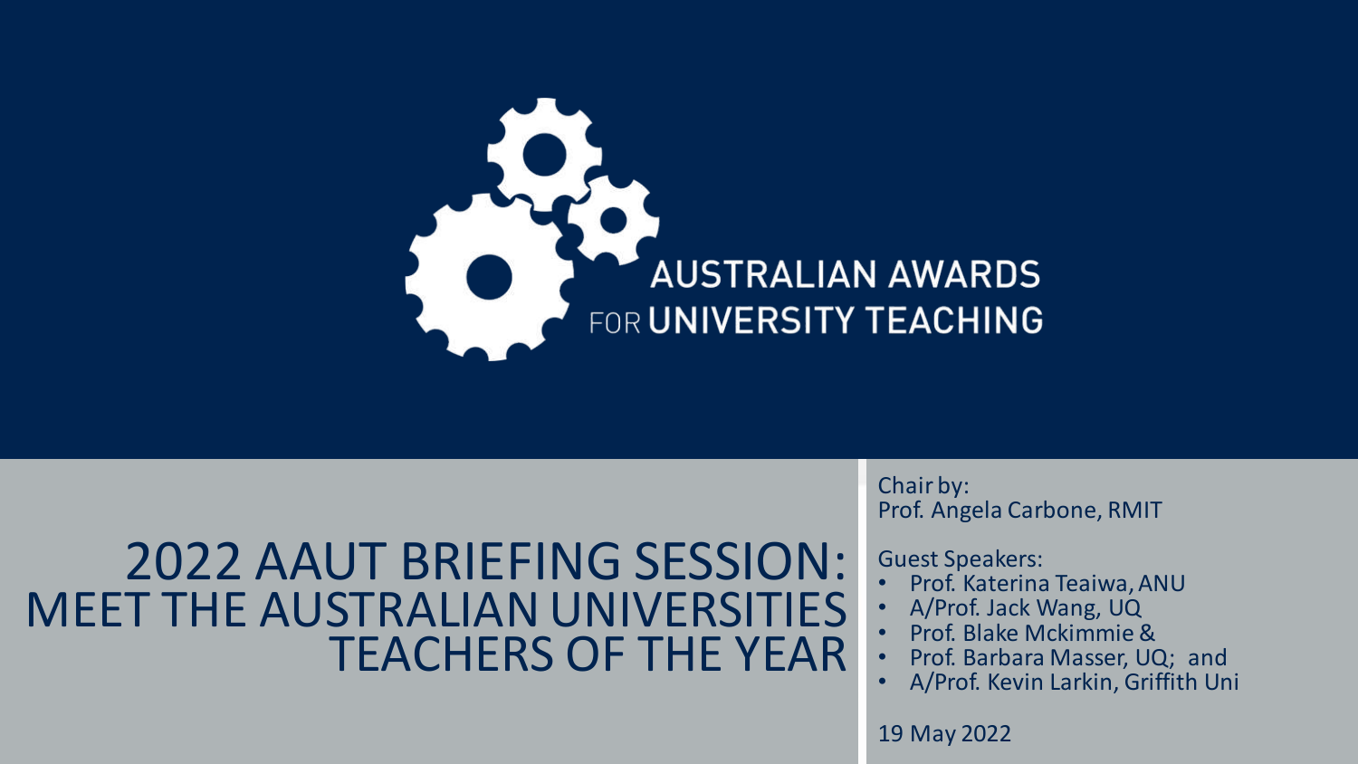AUSTRALIAN AWARDS FOR UNIVERSITY TEACHING

# 2022 AAUT BRIEFING SESSION: MEET THE AUSTRALIAN UNIVERSITIES TEACHERS OF THE YEAR

Chair by:
Prof. Angela Carbone, RMIT

Guest Speakers:

- Prof. Katerina Teaiwa, ANU
- A/Prof. Jack Wang, UQ
- Prof. Blake Mckimmie &
- Prof. Barbara Masser, UQ; and
- A/Prof. Kevin Larkin, Griffith Uni

19 May 2022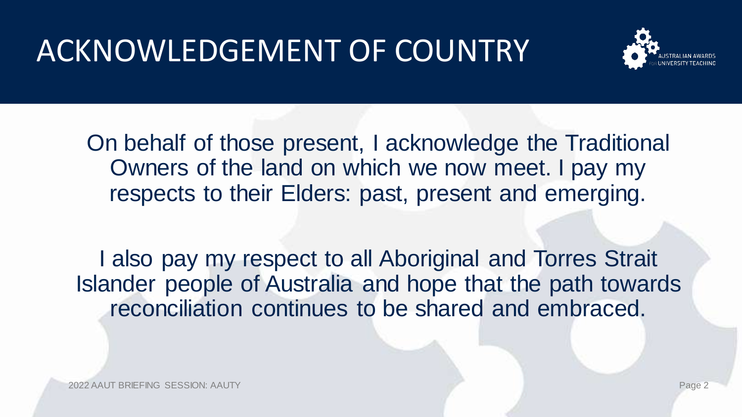# ACKNOWLEDGEMENT OF COUNTRY

On behalf of those present, I acknowledge the Traditional Owners of the land on which we now meet. I pay my respects to their Elders: past, present and emerging.

I also pay my respect to all Aboriginal and Torres Strait Islander people of Australia and hope that the path towards reconciliation continues to be shared and embraced.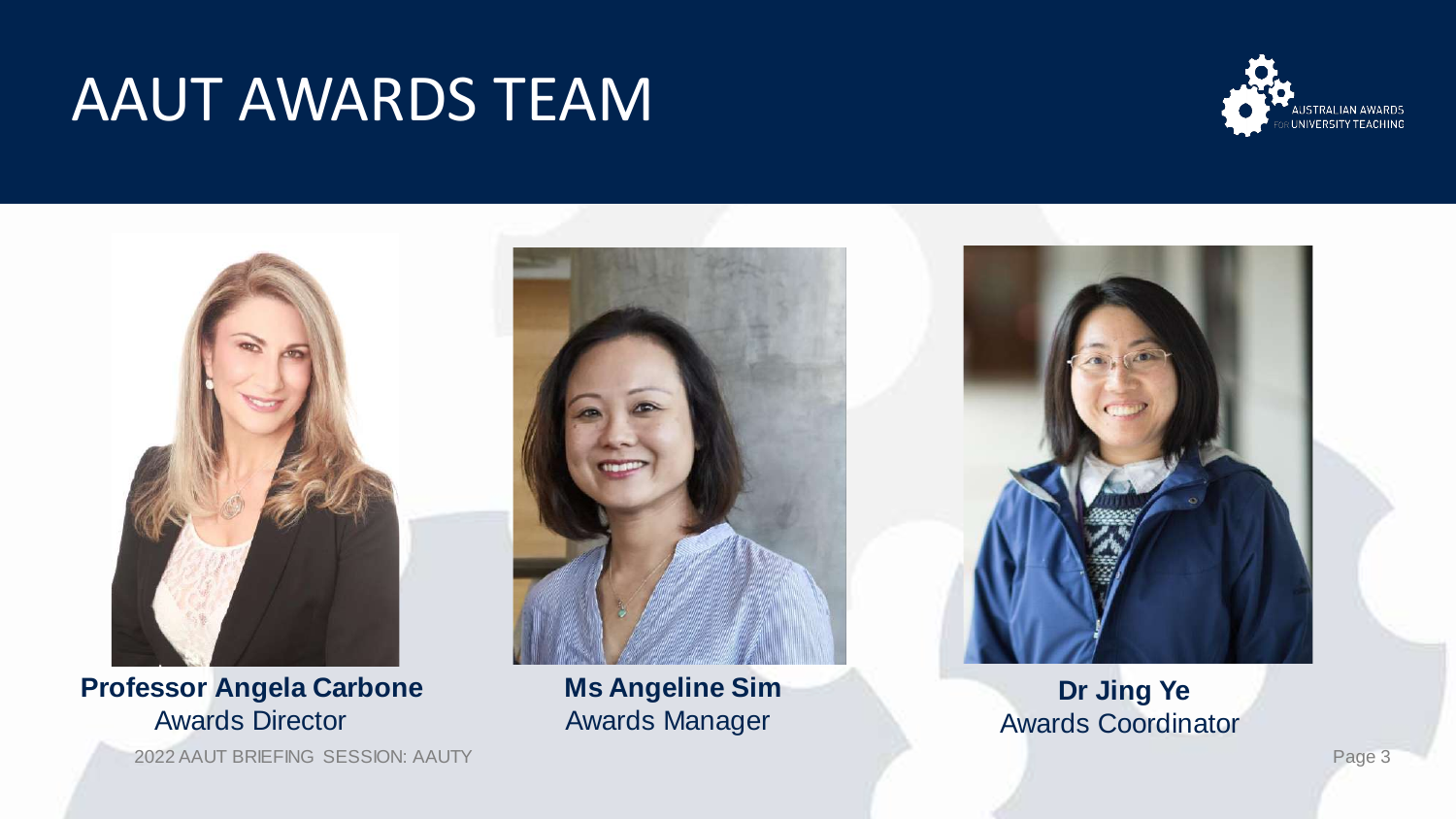# AAUT AWARDS TEAM

**Professor Angela Carbone**
Awards Director

**Ms Angeline Sim**
Awards Manager

**Dr Jing Ye**
Awards Coordinator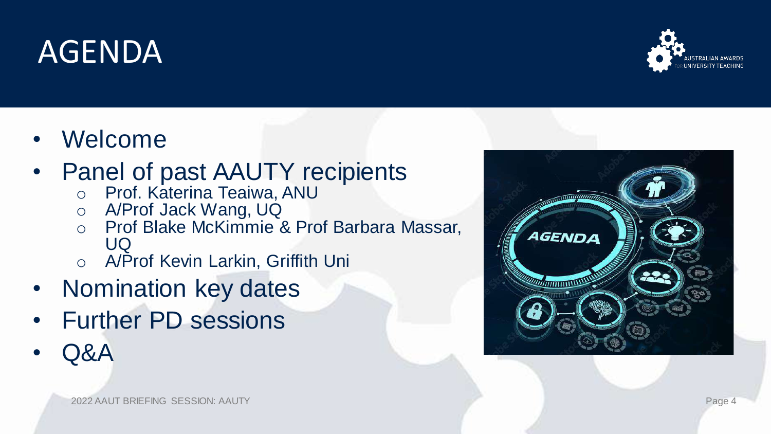# AGENDA

- Welcome
- Panel of past AAUTY recipients
  - Prof. Katerina Teaiwa, ANU
  - A/Prof Jack Wang, UQ
  - Prof Blake McKimmie & Prof Barbara Massar, UQ
  - A/Prof Kevin Larkin, Griffith Uni
- Nomination key dates
- Further PD sessions
- Q&A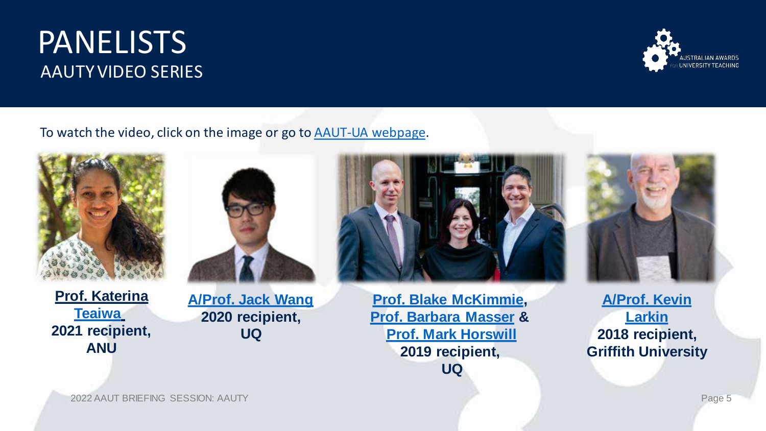# PANELISTS

## AAUTY VIDEO SERIES

To watch the video, click on the image or go to AAUT-UA webpage.

**Prof. Katerina Teaiwa**
**2021 recipient, ANU**

**A/Prof. Jack Wang**
**2020 recipient, UQ**

**Prof. Blake McKimmie, Prof. Barbara Masser & Prof. Mark Horswill**
**2019 recipient, UQ**

**A/Prof. Kevin Larkin**
**2018 recipient, Griffith University**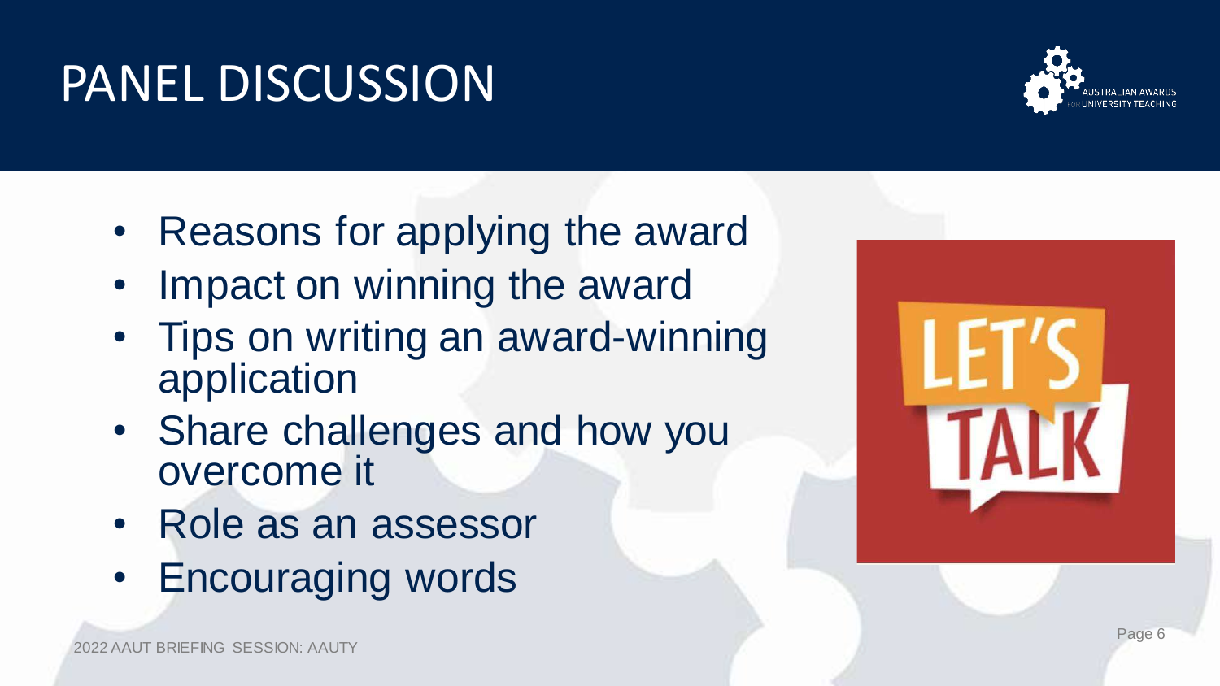# PANEL DISCUSSION

- Reasons for applying the award
- Impact on winning the award
- Tips on writing an award-winning application
- Share challenges and how you overcome it
- Role as an assessor
- Encouraging words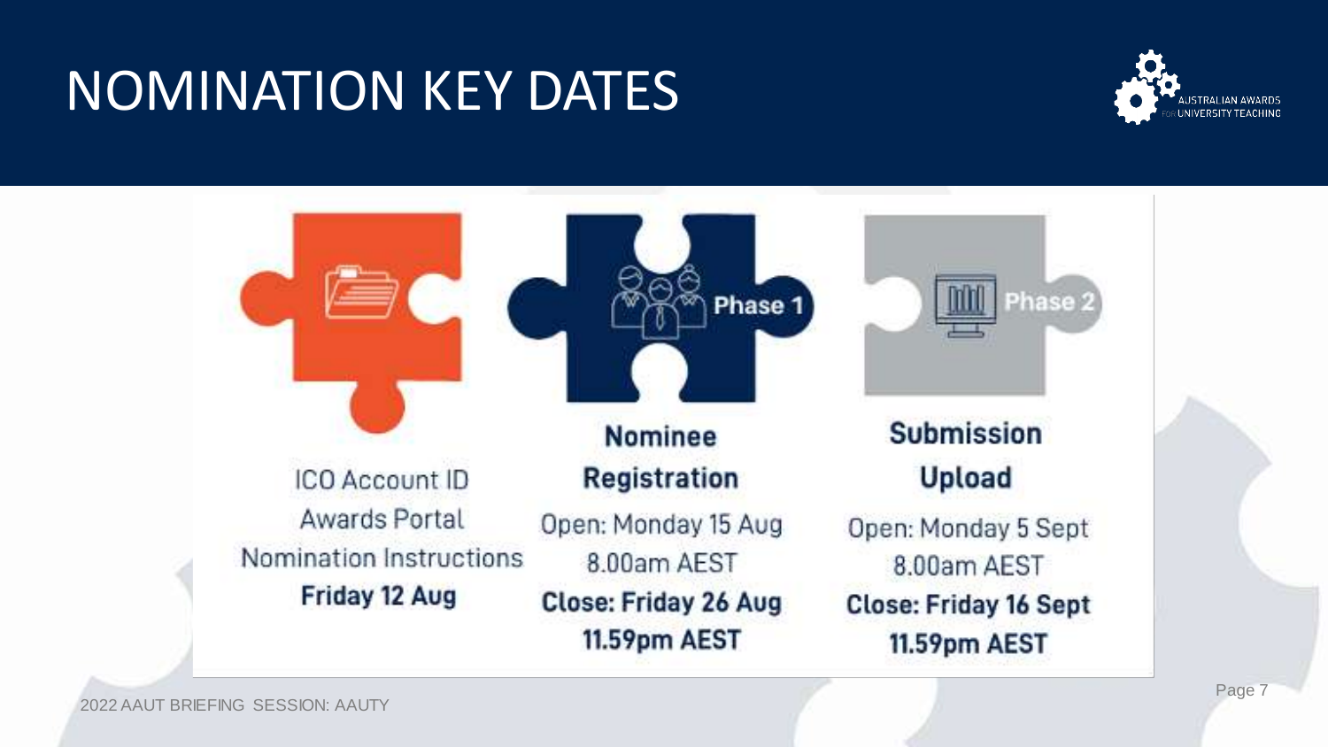# NOMINATION KEY DATES

AUSTRALIAN AWARDS FOR UNIVERSITY TEACHING

ICO Account ID
Awards Portal
Nomination Instructions
**Friday 12 Aug**

**Phase 1**

**Nominee Registration**

Open: Monday 15 Aug
8.00am AEST
**Close: Friday 26 Aug**
**11.59pm AEST**

**Phase 2**

**Submission Upload**

Open: Monday 5 Sept
8.00am AEST
**Close: Friday 16 Sept**
**11.59pm AEST**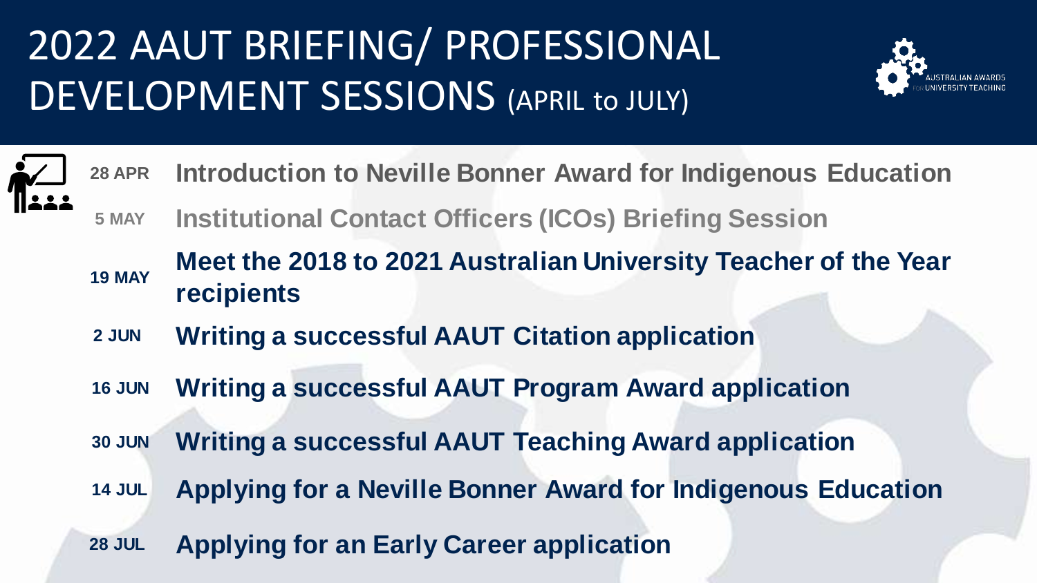# 2022 AAUT BRIEFING/ PROFESSIONAL DEVELOPMENT SESSIONS (APRIL to JULY)

AUSTRALIAN AWARDS FOR UNIVERSITY TEACHING

| Date | Session |
| --- | --- |
| 28 APR | Introduction to Neville Bonner Award for Indigenous Education |
| 5 MAY | Institutional Contact Officers (ICOs) Briefing Session |
| 19 MAY | Meet the 2018 to 2021 Australian University Teacher of the Year recipients |
| 2 JUN | Writing a successful AAUT Citation application |
| 16 JUN | Writing a successful AAUT Program Award application |
| 30 JUN | Writing a successful AAUT Teaching Award application |
| 14 JUL | Applying for a Neville Bonner Award for Indigenous Education |
| 28 JUL | Applying for an Early Career application |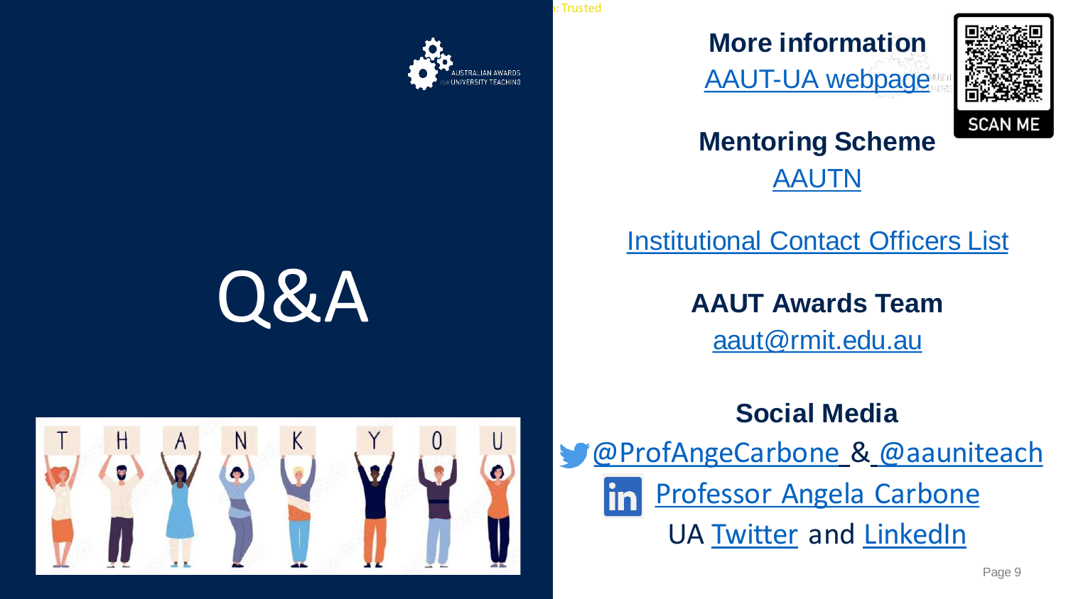# Q&A

## More information

AAUT-UA webpage

SCAN ME

## Mentoring Scheme

AAUTN

Institutional Contact Officers List

## AAUT Awards Team

aaut@rmit.edu.au

## Social Media

@ProfAngeCarbone & @aauniteach

Professor Angela Carbone

UA Twitter and LinkedIn